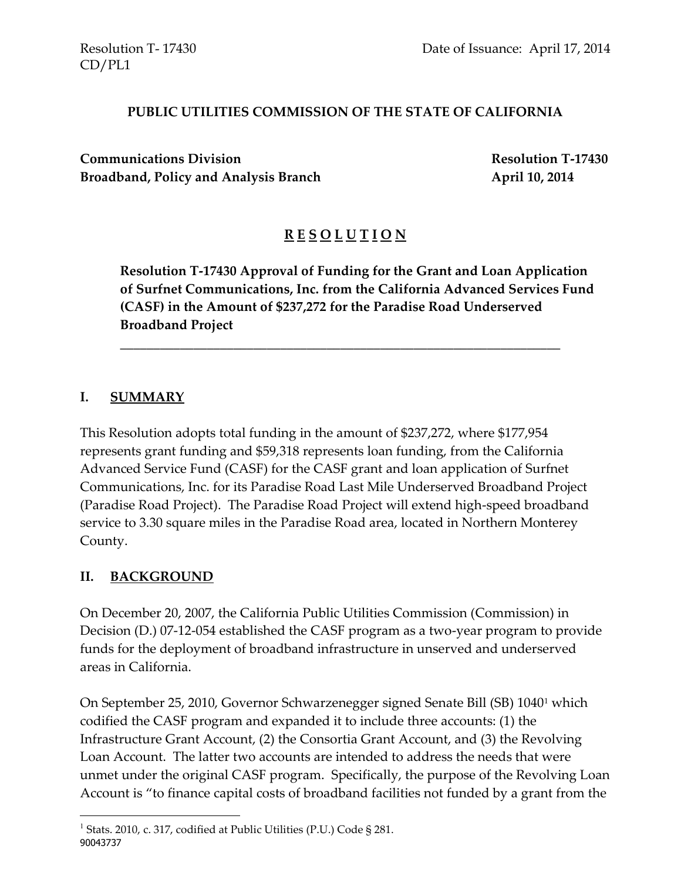Resolution T- 17430
CD/PL1

Date of Issuance: April 17, 2014

**PUBLIC UTILITIES COMMISSION OF THE STATE OF CALIFORNIA**

**Communications Division**
**Broadband, Policy and Analysis Branch**

**Resolution T-17430**
**April 10, 2014**

# R E S O L U T I O N

**Resolution T-17430 Approval of Funding for the Grant and Loan Application of Surfnet Communications, Inc. from the California Advanced Services Fund (CASF) in the Amount of $237,272 for the Paradise Road Underserved Broadband Project**

## I. SUMMARY

This Resolution adopts total funding in the amount of $237,272, where $177,954 represents grant funding and $59,318 represents loan funding, from the California Advanced Service Fund (CASF) for the CASF grant and loan application of Surfnet Communications, Inc. for its Paradise Road Last Mile Underserved Broadband Project (Paradise Road Project). The Paradise Road Project will extend high-speed broadband service to 3.30 square miles in the Paradise Road area, located in Northern Monterey County.

## II. BACKGROUND

On December 20, 2007, the California Public Utilities Commission (Commission) in Decision (D.) 07-12-054 established the CASF program as a two-year program to provide funds for the deployment of broadband infrastructure in unserved and underserved areas in California.

On September 25, 2010, Governor Schwarzenegger signed Senate Bill (SB) 1040[1] which codified the CASF program and expanded it to include three accounts: (1) the Infrastructure Grant Account, (2) the Consortia Grant Account, and (3) the Revolving Loan Account. The latter two accounts are intended to address the needs that were unmet under the original CASF program. Specifically, the purpose of the Revolving Loan Account is "to finance capital costs of broadband facilities not funded by a grant from the

[1] Stats. 2010, c. 317, codified at Public Utilities (P.U.) Code § 281.

90043737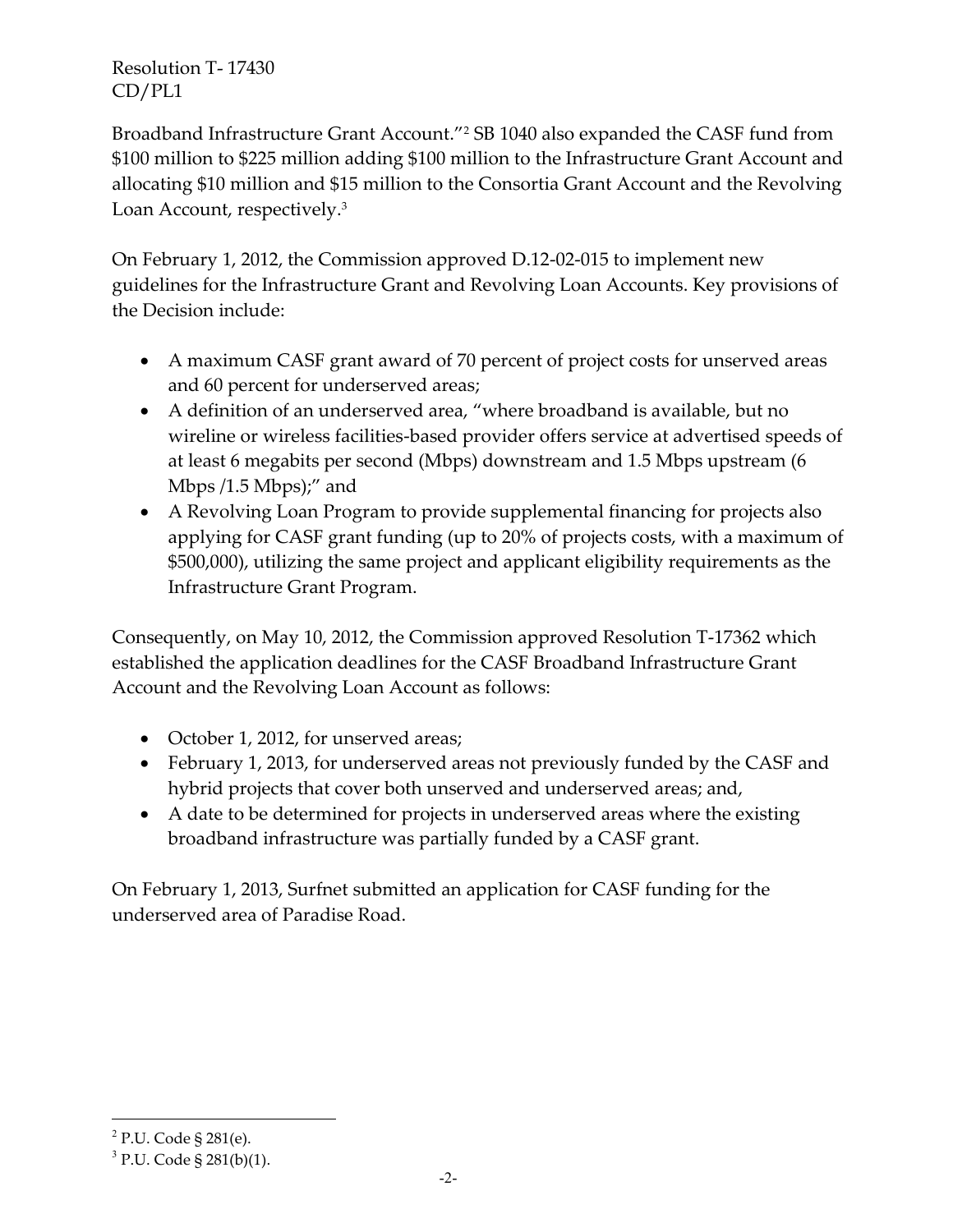Broadband Infrastructure Grant Account."[2] SB 1040 also expanded the CASF fund from $100 million to $225 million adding $100 million to the Infrastructure Grant Account and allocating $10 million and $15 million to the Consortia Grant Account and the Revolving Loan Account, respectively.[3]

On February 1, 2012, the Commission approved D.12-02-015 to implement new guidelines for the Infrastructure Grant and Revolving Loan Accounts. Key provisions of the Decision include:

- A maximum CASF grant award of 70 percent of project costs for unserved areas and 60 percent for underserved areas;
- A definition of an underserved area, "where broadband is available, but no wireline or wireless facilities-based provider offers service at advertised speeds of at least 6 megabits per second (Mbps) downstream and 1.5 Mbps upstream (6 Mbps /1.5 Mbps);" and
- A Revolving Loan Program to provide supplemental financing for projects also applying for CASF grant funding (up to 20% of projects costs, with a maximum of $500,000), utilizing the same project and applicant eligibility requirements as the Infrastructure Grant Program.

Consequently, on May 10, 2012, the Commission approved Resolution T-17362 which established the application deadlines for the CASF Broadband Infrastructure Grant Account and the Revolving Loan Account as follows:

- October 1, 2012, for unserved areas;
- February 1, 2013, for underserved areas not previously funded by the CASF and hybrid projects that cover both unserved and underserved areas; and,
- A date to be determined for projects in underserved areas where the existing broadband infrastructure was partially funded by a CASF grant.

On February 1, 2013, Surfnet submitted an application for CASF funding for the underserved area of Paradise Road.

---

[2] P.U. Code § 281(e).

[3] P.U. Code § 281(b)(1).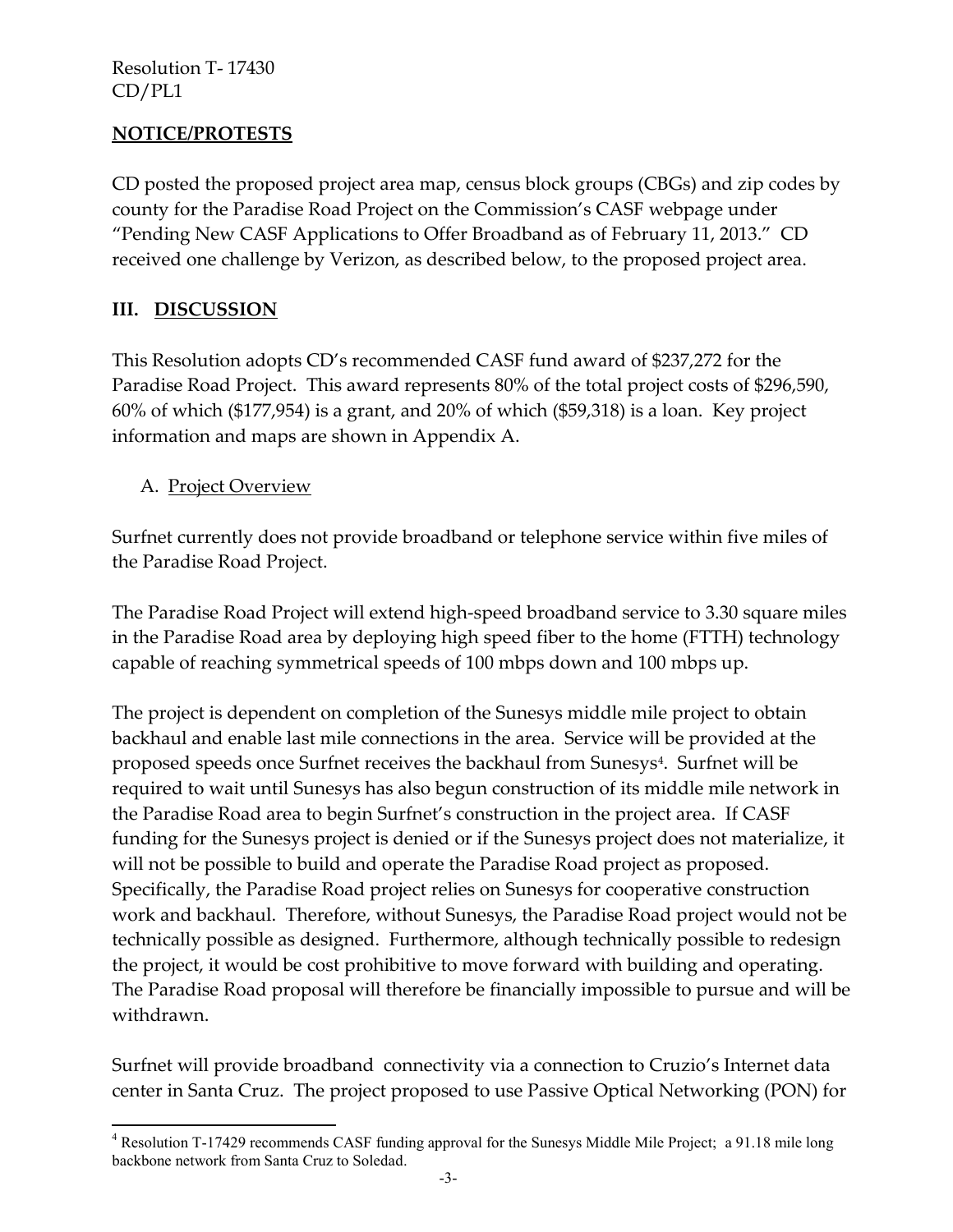## NOTICE/PROTESTS

CD posted the proposed project area map, census block groups (CBGs) and zip codes by county for the Paradise Road Project on the Commission's CASF webpage under "Pending New CASF Applications to Offer Broadband as of February 11, 2013." CD received one challenge by Verizon, as described below, to the proposed project area.

## III. DISCUSSION

This Resolution adopts CD's recommended CASF fund award of $237,272 for the Paradise Road Project. This award represents 80% of the total project costs of $296,590, 60% of which ($177,954) is a grant, and 20% of which ($59,318) is a loan. Key project information and maps are shown in Appendix A.

### A. Project Overview

Surfnet currently does not provide broadband or telephone service within five miles of the Paradise Road Project.

The Paradise Road Project will extend high-speed broadband service to 3.30 square miles in the Paradise Road area by deploying high speed fiber to the home (FTTH) technology capable of reaching symmetrical speeds of 100 mbps down and 100 mbps up.

The project is dependent on completion of the Sunesys middle mile project to obtain backhaul and enable last mile connections in the area. Service will be provided at the proposed speeds once Surfnet receives the backhaul from Sunesys[4]. Surfnet will be required to wait until Sunesys has also begun construction of its middle mile network in the Paradise Road area to begin Surfnet's construction in the project area. If CASF funding for the Sunesys project is denied or if the Sunesys project does not materialize, it will not be possible to build and operate the Paradise Road project as proposed. Specifically, the Paradise Road project relies on Sunesys for cooperative construction work and backhaul. Therefore, without Sunesys, the Paradise Road project would not be technically possible as designed. Furthermore, although technically possible to redesign the project, it would be cost prohibitive to move forward with building and operating. The Paradise Road proposal will therefore be financially impossible to pursue and will be withdrawn.

Surfnet will provide broadband connectivity via a connection to Cruzio's Internet data center in Santa Cruz. The project proposed to use Passive Optical Networking (PON) for

---

[4] Resolution T-17429 recommends CASF funding approval for the Sunesys Middle Mile Project; a 91.18 mile long backbone network from Santa Cruz to Soledad.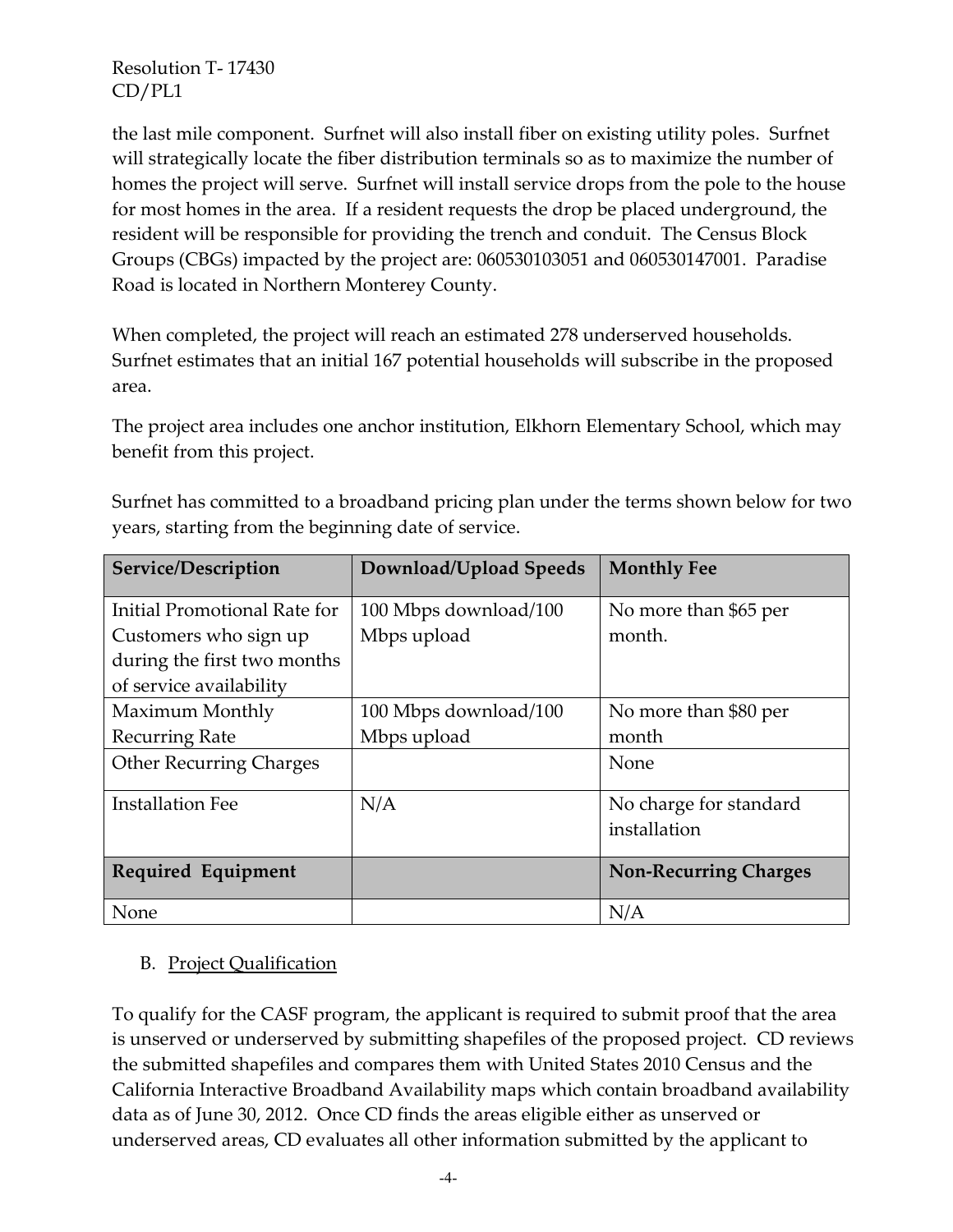the last mile component. Surfnet will also install fiber on existing utility poles. Surfnet will strategically locate the fiber distribution terminals so as to maximize the number of homes the project will serve. Surfnet will install service drops from the pole to the house for most homes in the area. If a resident requests the drop be placed underground, the resident will be responsible for providing the trench and conduit. The Census Block Groups (CBGs) impacted by the project are: 060530103051 and 060530147001. Paradise Road is located in Northern Monterey County.

When completed, the project will reach an estimated 278 underserved households. Surfnet estimates that an initial 167 potential households will subscribe in the proposed area.

The project area includes one anchor institution, Elkhorn Elementary School, which may benefit from this project.

Surfnet has committed to a broadband pricing plan under the terms shown below for two years, starting from the beginning date of service.

| Service/Description | Download/Upload Speeds | Monthly Fee |
|---|---|---|
| Initial Promotional Rate for Customers who sign up during the first two months of service availability | 100 Mbps download/100 Mbps upload | No more than $65 per month. |
| Maximum Monthly Recurring Rate | 100 Mbps download/100 Mbps upload | No more than $80 per month |
| Other Recurring Charges | | None |
| Installation Fee | N/A | No charge for standard installation |
| **Required Equipment** | | **Non-Recurring Charges** |
| None | | N/A |

B. <u>Project Qualification</u>

To qualify for the CASF program, the applicant is required to submit proof that the area is unserved or underserved by submitting shapefiles of the proposed project. CD reviews the submitted shapefiles and compares them with United States 2010 Census and the California Interactive Broadband Availability maps which contain broadband availability data as of June 30, 2012. Once CD finds the areas eligible either as unserved or underserved areas, CD evaluates all other information submitted by the applicant to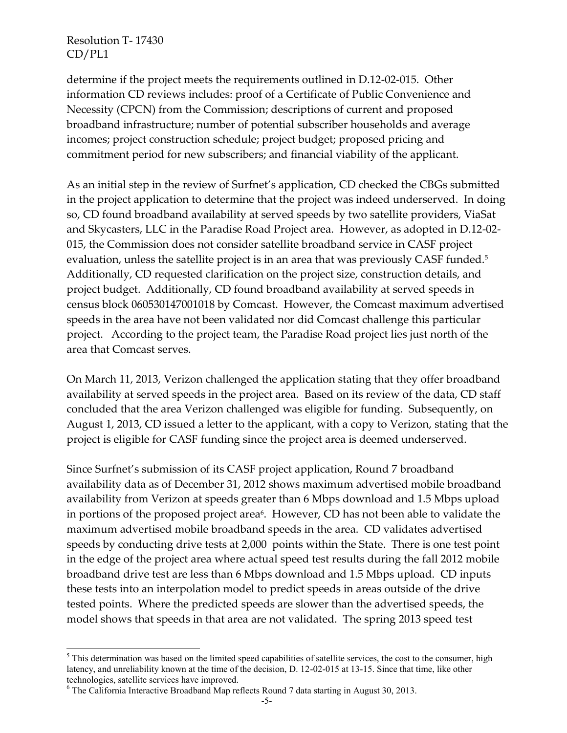determine if the project meets the requirements outlined in D.12-02-015. Other information CD reviews includes: proof of a Certificate of Public Convenience and Necessity (CPCN) from the Commission; descriptions of current and proposed broadband infrastructure; number of potential subscriber households and average incomes; project construction schedule; project budget; proposed pricing and commitment period for new subscribers; and financial viability of the applicant.

As an initial step in the review of Surfnet's application, CD checked the CBGs submitted in the project application to determine that the project was indeed underserved. In doing so, CD found broadband availability at served speeds by two satellite providers, ViaSat and Skycasters, LLC in the Paradise Road Project area. However, as adopted in D.12-02-015, the Commission does not consider satellite broadband service in CASF project evaluation, unless the satellite project is in an area that was previously CASF funded.[5] Additionally, CD requested clarification on the project size, construction details, and project budget. Additionally, CD found broadband availability at served speeds in census block 060530147001018 by Comcast. However, the Comcast maximum advertised speeds in the area have not been validated nor did Comcast challenge this particular project. According to the project team, the Paradise Road project lies just north of the area that Comcast serves.

On March 11, 2013, Verizon challenged the application stating that they offer broadband availability at served speeds in the project area. Based on its review of the data, CD staff concluded that the area Verizon challenged was eligible for funding. Subsequently, on August 1, 2013, CD issued a letter to the applicant, with a copy to Verizon, stating that the project is eligible for CASF funding since the project area is deemed underserved.

Since Surfnet's submission of its CASF project application, Round 7 broadband availability data as of December 31, 2012 shows maximum advertised mobile broadband availability from Verizon at speeds greater than 6 Mbps download and 1.5 Mbps upload in portions of the proposed project area[6]. However, CD has not been able to validate the maximum advertised mobile broadband speeds in the area. CD validates advertised speeds by conducting drive tests at 2,000 points within the State. There is one test point in the edge of the project area where actual speed test results during the fall 2012 mobile broadband drive test are less than 6 Mbps download and 1.5 Mbps upload. CD inputs these tests into an interpolation model to predict speeds in areas outside of the drive tested points. Where the predicted speeds are slower than the advertised speeds, the model shows that speeds in that area are not validated. The spring 2013 speed test

---

[5] This determination was based on the limited speed capabilities of satellite services, the cost to the consumer, high latency, and unreliability known at the time of the decision, D. 12-02-015 at 13-15. Since that time, like other technologies, satellite services have improved.

[6] The California Interactive Broadband Map reflects Round 7 data starting in August 30, 2013.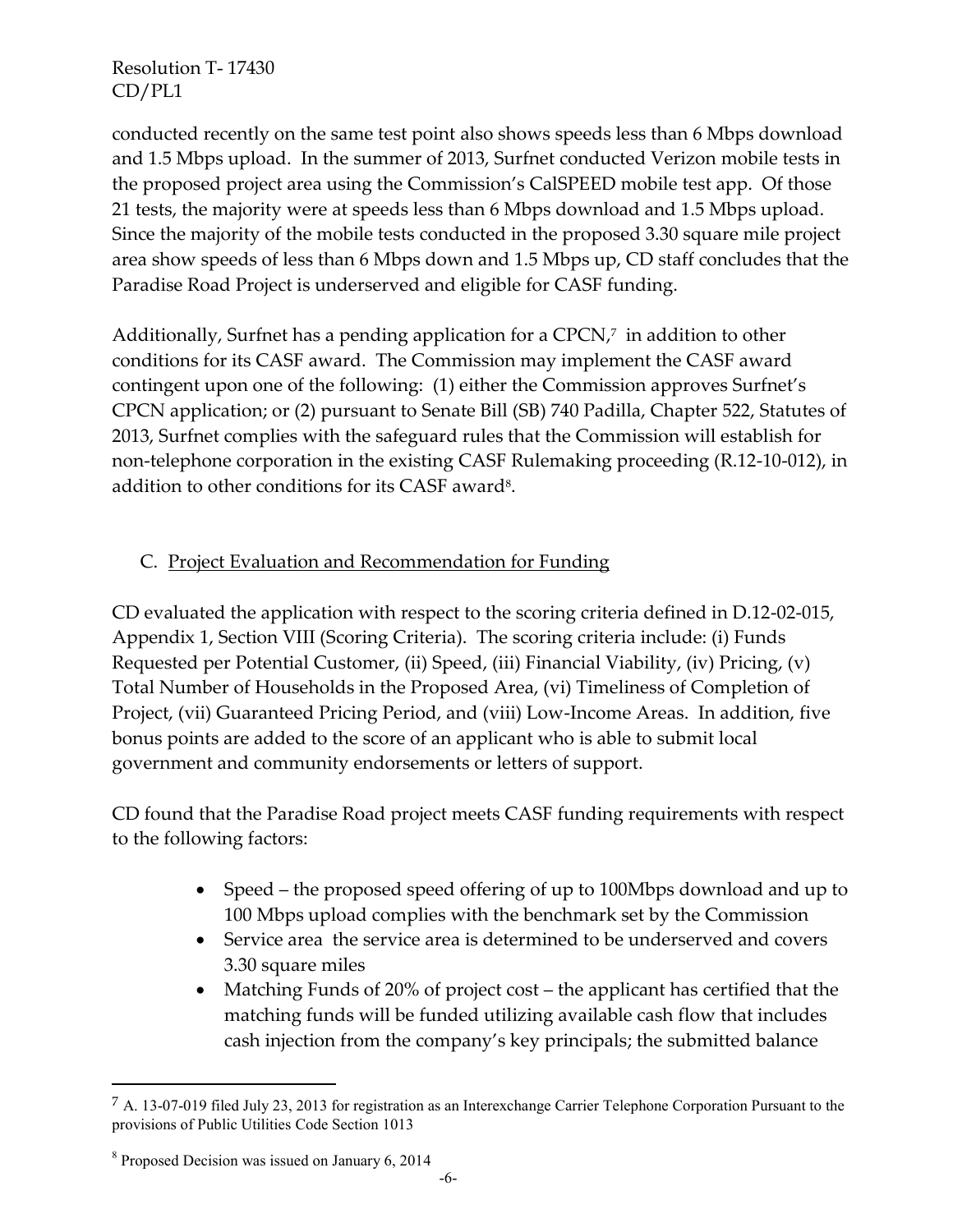conducted recently on the same test point also shows speeds less than 6 Mbps download and 1.5 Mbps upload. In the summer of 2013, Surfnet conducted Verizon mobile tests in the proposed project area using the Commission's CalSPEED mobile test app. Of those 21 tests, the majority were at speeds less than 6 Mbps download and 1.5 Mbps upload. Since the majority of the mobile tests conducted in the proposed 3.30 square mile project area show speeds of less than 6 Mbps down and 1.5 Mbps up, CD staff concludes that the Paradise Road Project is underserved and eligible for CASF funding.

Additionally, Surfnet has a pending application for a CPCN,[7] in addition to other conditions for its CASF award. The Commission may implement the CASF award contingent upon one of the following: (1) either the Commission approves Surfnet's CPCN application; or (2) pursuant to Senate Bill (SB) 740 Padilla, Chapter 522, Statutes of 2013, Surfnet complies with the safeguard rules that the Commission will establish for non-telephone corporation in the existing CASF Rulemaking proceeding (R.12-10-012), in addition to other conditions for its CASF award[8].

C. Project Evaluation and Recommendation for Funding

CD evaluated the application with respect to the scoring criteria defined in D.12-02-015, Appendix 1, Section VIII (Scoring Criteria). The scoring criteria include: (i) Funds Requested per Potential Customer, (ii) Speed, (iii) Financial Viability, (iv) Pricing, (v) Total Number of Households in the Proposed Area, (vi) Timeliness of Completion of Project, (vii) Guaranteed Pricing Period, and (viii) Low-Income Areas. In addition, five bonus points are added to the score of an applicant who is able to submit local government and community endorsements or letters of support.

CD found that the Paradise Road project meets CASF funding requirements with respect to the following factors:

- Speed – the proposed speed offering of up to 100Mbps download and up to 100 Mbps upload complies with the benchmark set by the Commission
- Service area the service area is determined to be underserved and covers 3.30 square miles
- Matching Funds of 20% of project cost – the applicant has certified that the matching funds will be funded utilizing available cash flow that includes cash injection from the company's key principals; the submitted balance

[7] A. 13-07-019 filed July 23, 2013 for registration as an Interexchange Carrier Telephone Corporation Pursuant to the provisions of Public Utilities Code Section 1013

[8] Proposed Decision was issued on January 6, 2014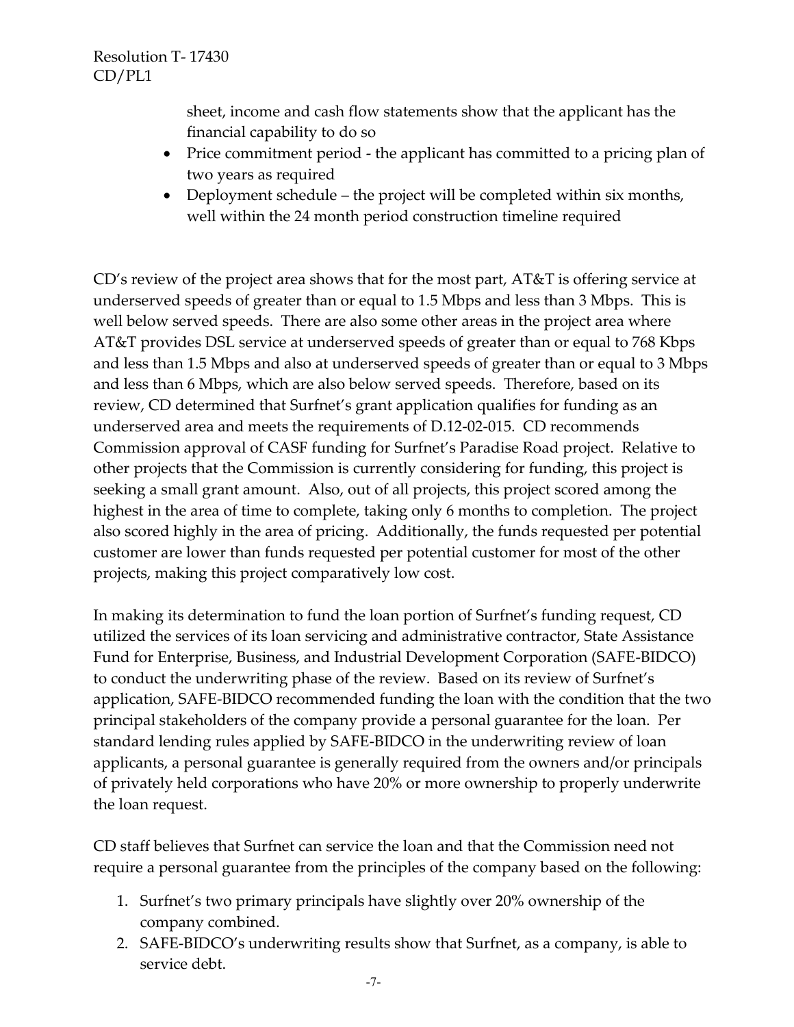sheet, income and cash flow statements show that the applicant has the financial capability to do so

- Price commitment period - the applicant has committed to a pricing plan of two years as required
- Deployment schedule – the project will be completed within six months, well within the 24 month period construction timeline required

CD's review of the project area shows that for the most part, AT&T is offering service at underserved speeds of greater than or equal to 1.5 Mbps and less than 3 Mbps. This is well below served speeds. There are also some other areas in the project area where AT&T provides DSL service at underserved speeds of greater than or equal to 768 Kbps and less than 1.5 Mbps and also at underserved speeds of greater than or equal to 3 Mbps and less than 6 Mbps, which are also below served speeds. Therefore, based on its review, CD determined that Surfnet's grant application qualifies for funding as an underserved area and meets the requirements of D.12-02-015. CD recommends Commission approval of CASF funding for Surfnet's Paradise Road project. Relative to other projects that the Commission is currently considering for funding, this project is seeking a small grant amount. Also, out of all projects, this project scored among the highest in the area of time to complete, taking only 6 months to completion. The project also scored highly in the area of pricing. Additionally, the funds requested per potential customer are lower than funds requested per potential customer for most of the other projects, making this project comparatively low cost.

In making its determination to fund the loan portion of Surfnet's funding request, CD utilized the services of its loan servicing and administrative contractor, State Assistance Fund for Enterprise, Business, and Industrial Development Corporation (SAFE-BIDCO) to conduct the underwriting phase of the review. Based on its review of Surfnet's application, SAFE-BIDCO recommended funding the loan with the condition that the two principal stakeholders of the company provide a personal guarantee for the loan. Per standard lending rules applied by SAFE-BIDCO in the underwriting review of loan applicants, a personal guarantee is generally required from the owners and/or principals of privately held corporations who have 20% or more ownership to properly underwrite the loan request.

CD staff believes that Surfnet can service the loan and that the Commission need not require a personal guarantee from the principles of the company based on the following:

1. Surfnet's two primary principals have slightly over 20% ownership of the company combined.
2. SAFE-BIDCO's underwriting results show that Surfnet, as a company, is able to service debt.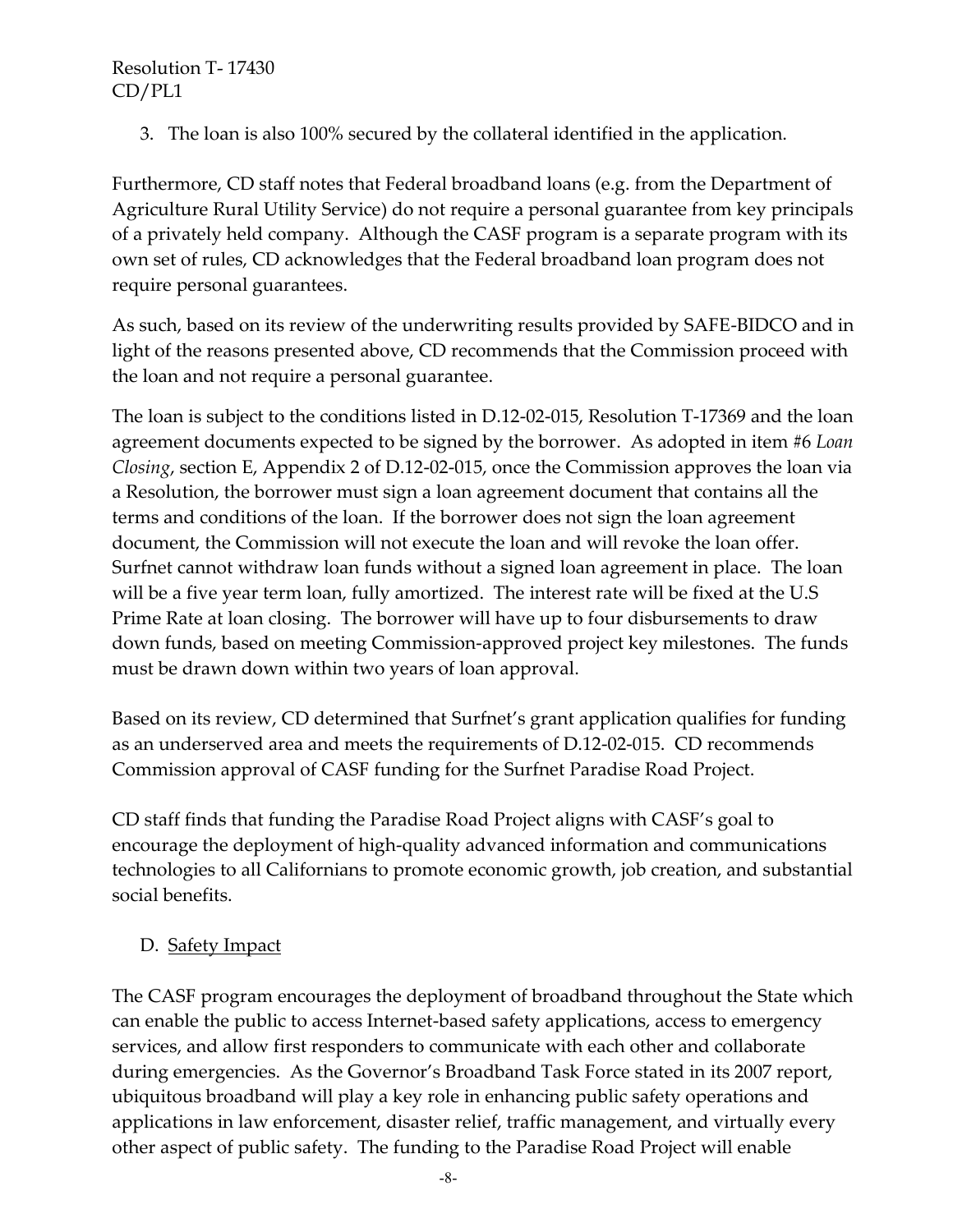3. The loan is also 100% secured by the collateral identified in the application.

Furthermore, CD staff notes that Federal broadband loans (e.g. from the Department of Agriculture Rural Utility Service) do not require a personal guarantee from key principals of a privately held company. Although the CASF program is a separate program with its own set of rules, CD acknowledges that the Federal broadband loan program does not require personal guarantees.

As such, based on its review of the underwriting results provided by SAFE-BIDCO and in light of the reasons presented above, CD recommends that the Commission proceed with the loan and not require a personal guarantee.

The loan is subject to the conditions listed in D.12-02-015, Resolution T-17369 and the loan agreement documents expected to be signed by the borrower. As adopted in item #6 *Loan Closing*, section E, Appendix 2 of D.12-02-015, once the Commission approves the loan via a Resolution, the borrower must sign a loan agreement document that contains all the terms and conditions of the loan. If the borrower does not sign the loan agreement document, the Commission will not execute the loan and will revoke the loan offer. Surfnet cannot withdraw loan funds without a signed loan agreement in place. The loan will be a five year term loan, fully amortized. The interest rate will be fixed at the U.S Prime Rate at loan closing. The borrower will have up to four disbursements to draw down funds, based on meeting Commission-approved project key milestones. The funds must be drawn down within two years of loan approval.

Based on its review, CD determined that Surfnet's grant application qualifies for funding as an underserved area and meets the requirements of D.12-02-015. CD recommends Commission approval of CASF funding for the Surfnet Paradise Road Project.

CD staff finds that funding the Paradise Road Project aligns with CASF's goal to encourage the deployment of high-quality advanced information and communications technologies to all Californians to promote economic growth, job creation, and substantial social benefits.

D. Safety Impact

The CASF program encourages the deployment of broadband throughout the State which can enable the public to access Internet-based safety applications, access to emergency services, and allow first responders to communicate with each other and collaborate during emergencies. As the Governor's Broadband Task Force stated in its 2007 report, ubiquitous broadband will play a key role in enhancing public safety operations and applications in law enforcement, disaster relief, traffic management, and virtually every other aspect of public safety. The funding to the Paradise Road Project will enable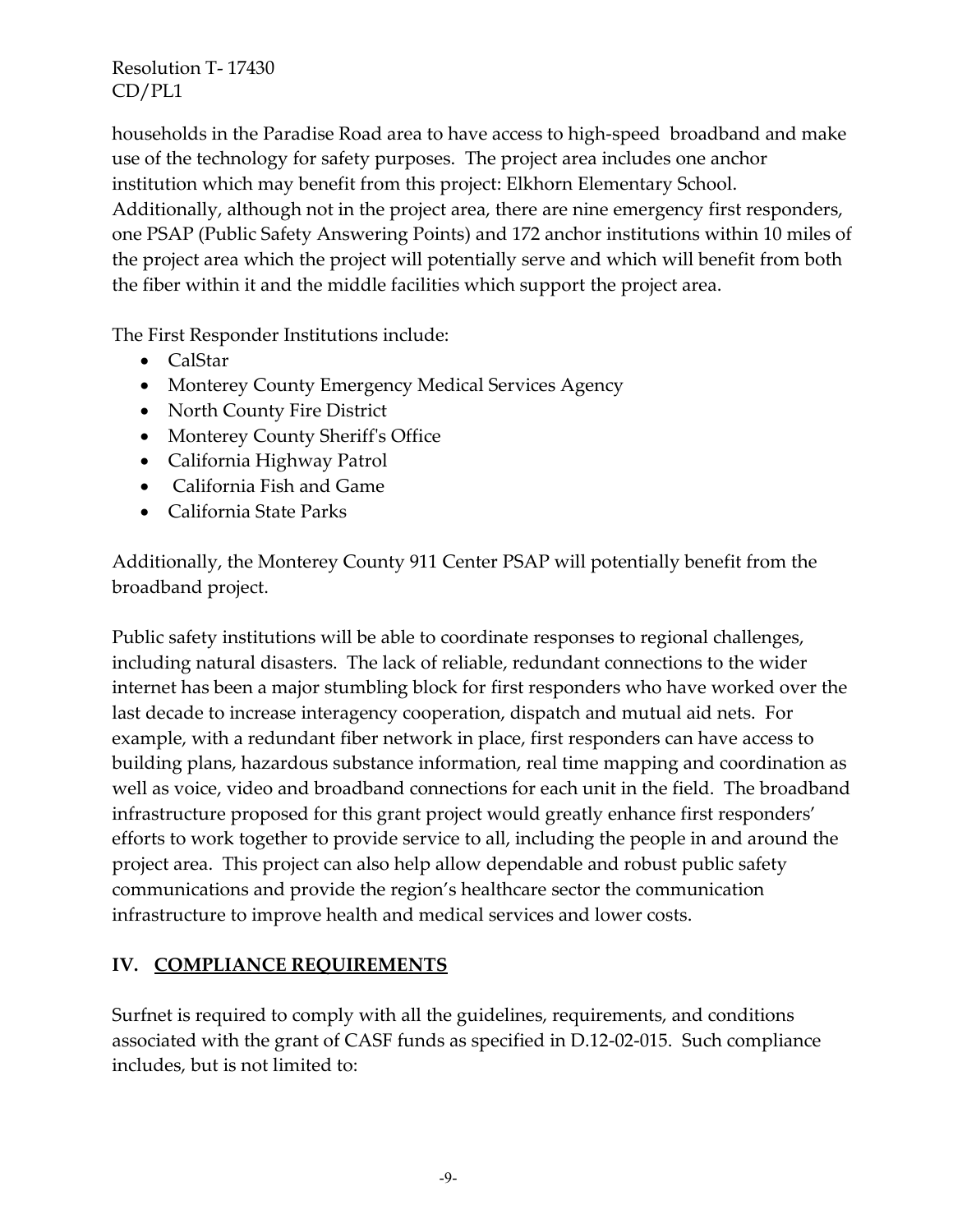households in the Paradise Road area to have access to high-speed broadband and make use of the technology for safety purposes. The project area includes one anchor institution which may benefit from this project: Elkhorn Elementary School. Additionally, although not in the project area, there are nine emergency first responders, one PSAP (Public Safety Answering Points) and 172 anchor institutions within 10 miles of the project area which the project will potentially serve and which will benefit from both the fiber within it and the middle facilities which support the project area.

The First Responder Institutions include:

- CalStar
- Monterey County Emergency Medical Services Agency
- North County Fire District
- Monterey County Sheriff's Office
- California Highway Patrol
- California Fish and Game
- California State Parks

Additionally, the Monterey County 911 Center PSAP will potentially benefit from the broadband project.

Public safety institutions will be able to coordinate responses to regional challenges, including natural disasters. The lack of reliable, redundant connections to the wider internet has been a major stumbling block for first responders who have worked over the last decade to increase interagency cooperation, dispatch and mutual aid nets. For example, with a redundant fiber network in place, first responders can have access to building plans, hazardous substance information, real time mapping and coordination as well as voice, video and broadband connections for each unit in the field. The broadband infrastructure proposed for this grant project would greatly enhance first responders' efforts to work together to provide service to all, including the people in and around the project area. This project can also help allow dependable and robust public safety communications and provide the region's healthcare sector the communication infrastructure to improve health and medical services and lower costs.

## IV. COMPLIANCE REQUIREMENTS

Surfnet is required to comply with all the guidelines, requirements, and conditions associated with the grant of CASF funds as specified in D.12-02-015. Such compliance includes, but is not limited to: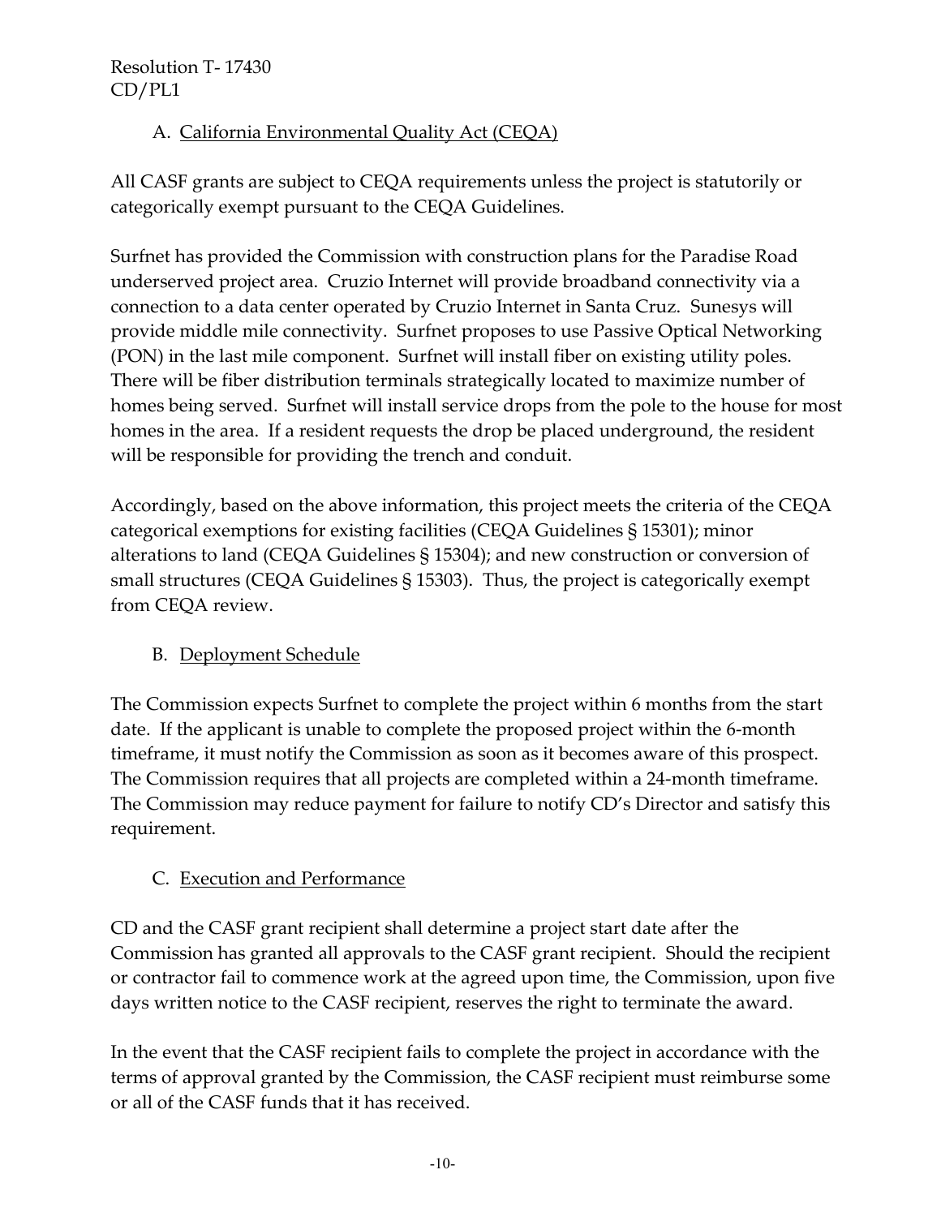### A. California Environmental Quality Act (CEQA)

All CASF grants are subject to CEQA requirements unless the project is statutorily or categorically exempt pursuant to the CEQA Guidelines.

Surfnet has provided the Commission with construction plans for the Paradise Road underserved project area. Cruzio Internet will provide broadband connectivity via a connection to a data center operated by Cruzio Internet in Santa Cruz. Sunesys will provide middle mile connectivity. Surfnet proposes to use Passive Optical Networking (PON) in the last mile component. Surfnet will install fiber on existing utility poles. There will be fiber distribution terminals strategically located to maximize number of homes being served. Surfnet will install service drops from the pole to the house for most homes in the area. If a resident requests the drop be placed underground, the resident will be responsible for providing the trench and conduit.

Accordingly, based on the above information, this project meets the criteria of the CEQA categorical exemptions for existing facilities (CEQA Guidelines § 15301); minor alterations to land (CEQA Guidelines § 15304); and new construction or conversion of small structures (CEQA Guidelines § 15303). Thus, the project is categorically exempt from CEQA review.

### B. Deployment Schedule

The Commission expects Surfnet to complete the project within 6 months from the start date. If the applicant is unable to complete the proposed project within the 6-month timeframe, it must notify the Commission as soon as it becomes aware of this prospect. The Commission requires that all projects are completed within a 24-month timeframe. The Commission may reduce payment for failure to notify CD's Director and satisfy this requirement.

### C. Execution and Performance

CD and the CASF grant recipient shall determine a project start date after the Commission has granted all approvals to the CASF grant recipient. Should the recipient or contractor fail to commence work at the agreed upon time, the Commission, upon five days written notice to the CASF recipient, reserves the right to terminate the award.

In the event that the CASF recipient fails to complete the project in accordance with the terms of approval granted by the Commission, the CASF recipient must reimburse some or all of the CASF funds that it has received.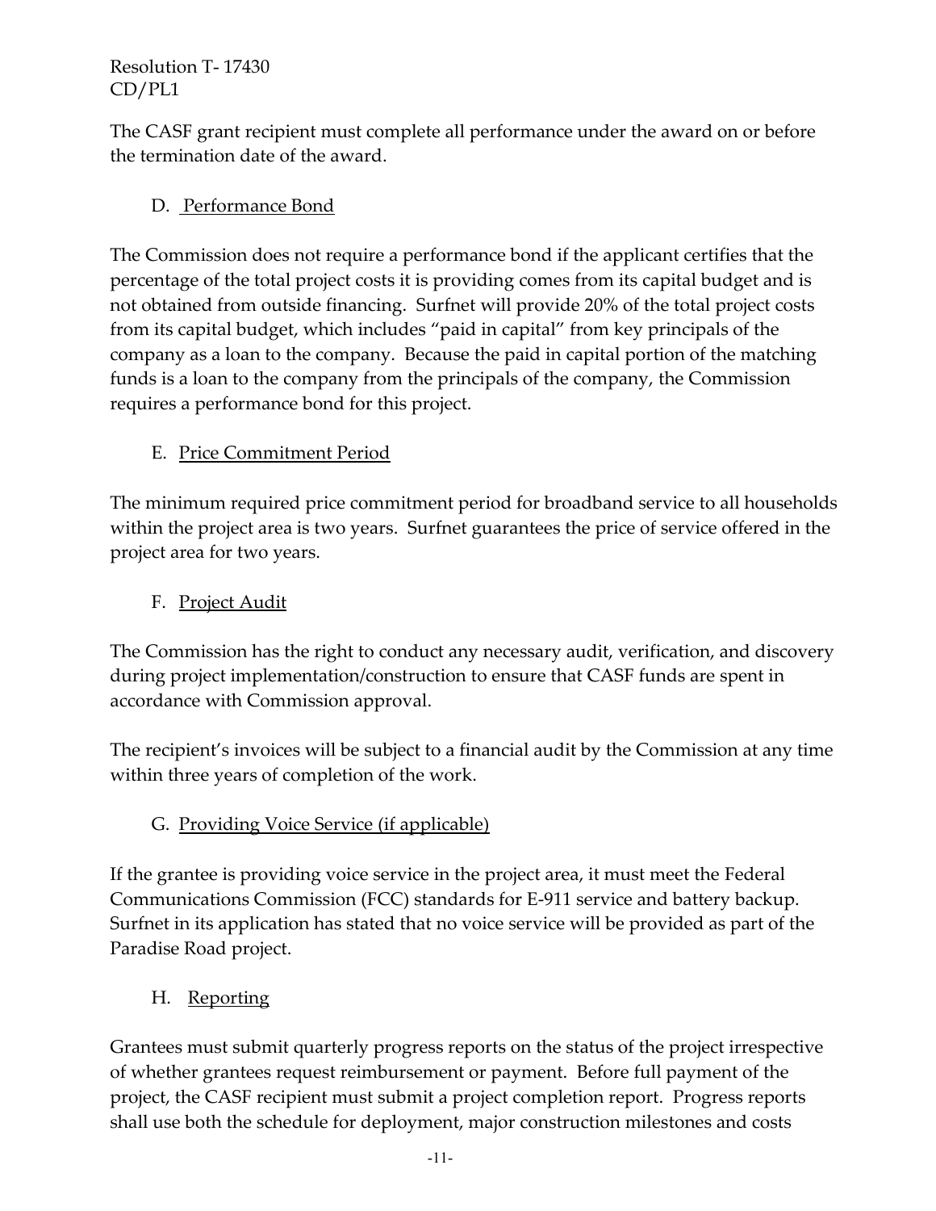The CASF grant recipient must complete all performance under the award on or before the termination date of the award.

### D. Performance Bond

The Commission does not require a performance bond if the applicant certifies that the percentage of the total project costs it is providing comes from its capital budget and is not obtained from outside financing. Surfnet will provide 20% of the total project costs from its capital budget, which includes "paid in capital" from key principals of the company as a loan to the company. Because the paid in capital portion of the matching funds is a loan to the company from the principals of the company, the Commission requires a performance bond for this project.

### E. Price Commitment Period

The minimum required price commitment period for broadband service to all households within the project area is two years. Surfnet guarantees the price of service offered in the project area for two years.

### F. Project Audit

The Commission has the right to conduct any necessary audit, verification, and discovery during project implementation/construction to ensure that CASF funds are spent in accordance with Commission approval.

The recipient's invoices will be subject to a financial audit by the Commission at any time within three years of completion of the work.

### G. Providing Voice Service (if applicable)

If the grantee is providing voice service in the project area, it must meet the Federal Communications Commission (FCC) standards for E-911 service and battery backup. Surfnet in its application has stated that no voice service will be provided as part of the Paradise Road project.

### H. Reporting

Grantees must submit quarterly progress reports on the status of the project irrespective of whether grantees request reimbursement or payment. Before full payment of the project, the CASF recipient must submit a project completion report. Progress reports shall use both the schedule for deployment, major construction milestones and costs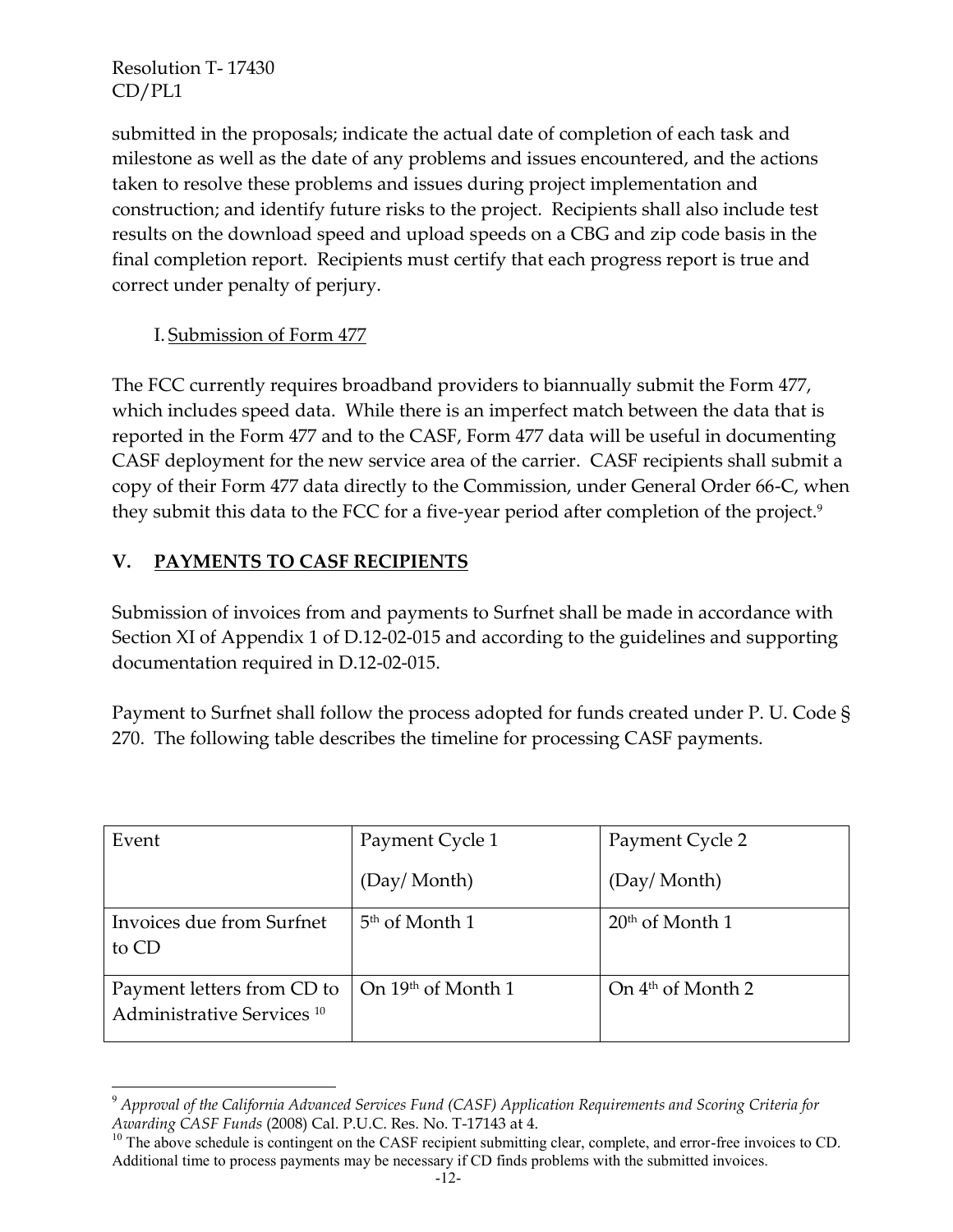submitted in the proposals; indicate the actual date of completion of each task and milestone as well as the date of any problems and issues encountered, and the actions taken to resolve these problems and issues during project implementation and construction; and identify future risks to the project. Recipients shall also include test results on the download speed and upload speeds on a CBG and zip code basis in the final completion report. Recipients must certify that each progress report is true and correct under penalty of perjury.

I. Submission of Form 477

The FCC currently requires broadband providers to biannually submit the Form 477, which includes speed data. While there is an imperfect match between the data that is reported in the Form 477 and to the CASF, Form 477 data will be useful in documenting CASF deployment for the new service area of the carrier. CASF recipients shall submit a copy of their Form 477 data directly to the Commission, under General Order 66-C, when they submit this data to the FCC for a five-year period after completion of the project.[9]

## V. PAYMENTS TO CASF RECIPIENTS

Submission of invoices from and payments to Surfnet shall be made in accordance with Section XI of Appendix 1 of D.12-02-015 and according to the guidelines and supporting documentation required in D.12-02-015.

Payment to Surfnet shall follow the process adopted for funds created under P. U. Code § 270. The following table describes the timeline for processing CASF payments.

| Event | Payment Cycle 1 (Day/ Month) | Payment Cycle 2 (Day/ Month) |
|---|---|---|
| Invoices due from Surfnet to CD | 5th of Month 1 | 20th of Month 1 |
| Payment letters from CD to Administrative Services [10] | On 19th of Month 1 | On 4th of Month 2 |

[9] *Approval of the California Advanced Services Fund (CASF) Application Requirements and Scoring Criteria for Awarding CASF Funds* (2008) Cal. P.U.C. Res. No. T-17143 at 4.

[10] The above schedule is contingent on the CASF recipient submitting clear, complete, and error-free invoices to CD. Additional time to process payments may be necessary if CD finds problems with the submitted invoices.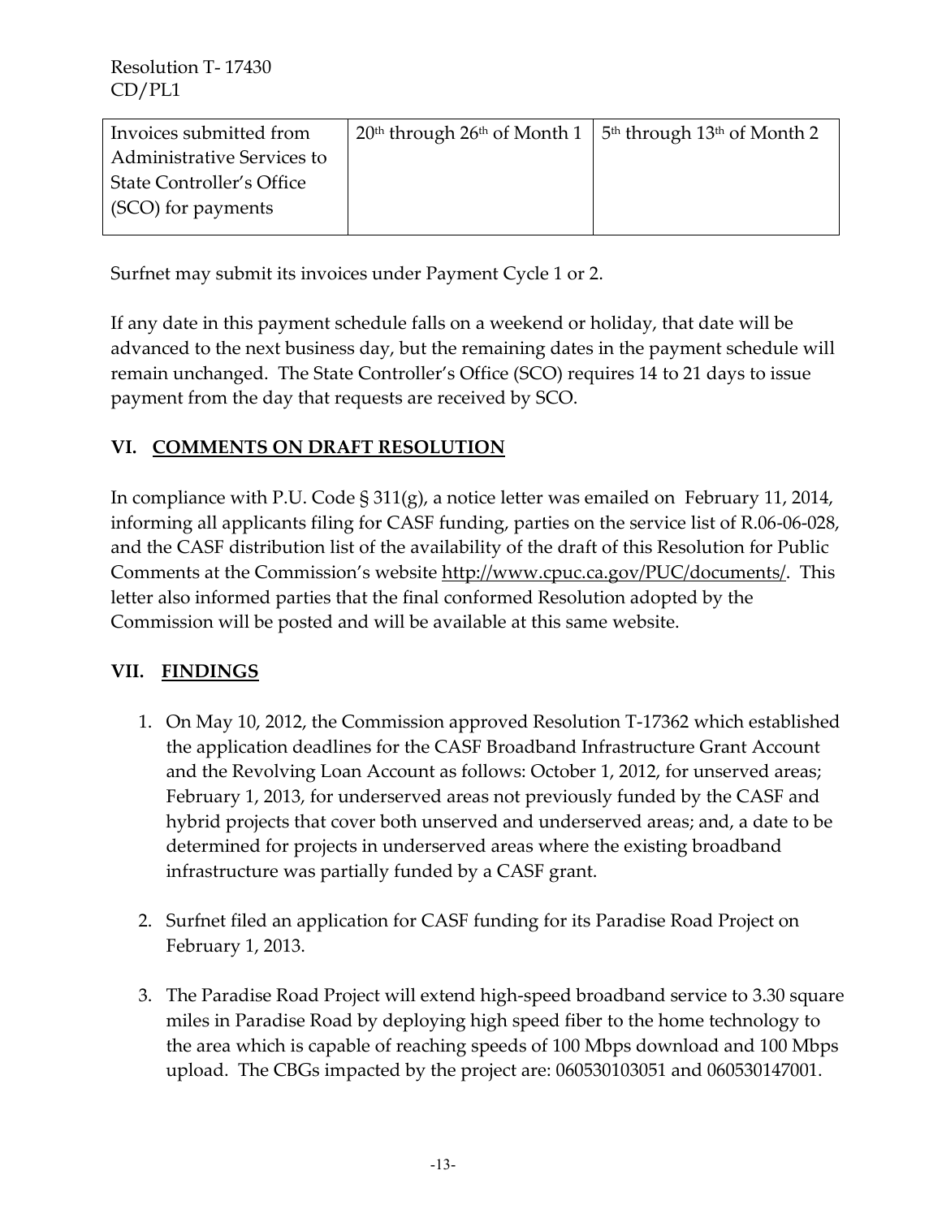| Invoices submitted from Administrative Services to State Controller's Office (SCO) for payments | 20th through 26th of Month 1 | 5th through 13th of Month 2 |
|---|---|---|

Surfnet may submit its invoices under Payment Cycle 1 or 2.

If any date in this payment schedule falls on a weekend or holiday, that date will be advanced to the next business day, but the remaining dates in the payment schedule will remain unchanged. The State Controller's Office (SCO) requires 14 to 21 days to issue payment from the day that requests are received by SCO.

## VI. COMMENTS ON DRAFT RESOLUTION

In compliance with P.U. Code § 311(g), a notice letter was emailed on February 11, 2014, informing all applicants filing for CASF funding, parties on the service list of R.06-06-028, and the CASF distribution list of the availability of the draft of this Resolution for Public Comments at the Commission's website http://www.cpuc.ca.gov/PUC/documents/. This letter also informed parties that the final conformed Resolution adopted by the Commission will be posted and will be available at this same website.

## VII. FINDINGS

1. On May 10, 2012, the Commission approved Resolution T-17362 which established the application deadlines for the CASF Broadband Infrastructure Grant Account and the Revolving Loan Account as follows: October 1, 2012, for unserved areas; February 1, 2013, for underserved areas not previously funded by the CASF and hybrid projects that cover both unserved and underserved areas; and, a date to be determined for projects in underserved areas where the existing broadband infrastructure was partially funded by a CASF grant.

2. Surfnet filed an application for CASF funding for its Paradise Road Project on February 1, 2013.

3. The Paradise Road Project will extend high-speed broadband service to 3.30 square miles in Paradise Road by deploying high speed fiber to the home technology to the area which is capable of reaching speeds of 100 Mbps download and 100 Mbps upload. The CBGs impacted by the project are: 060530103051 and 060530147001.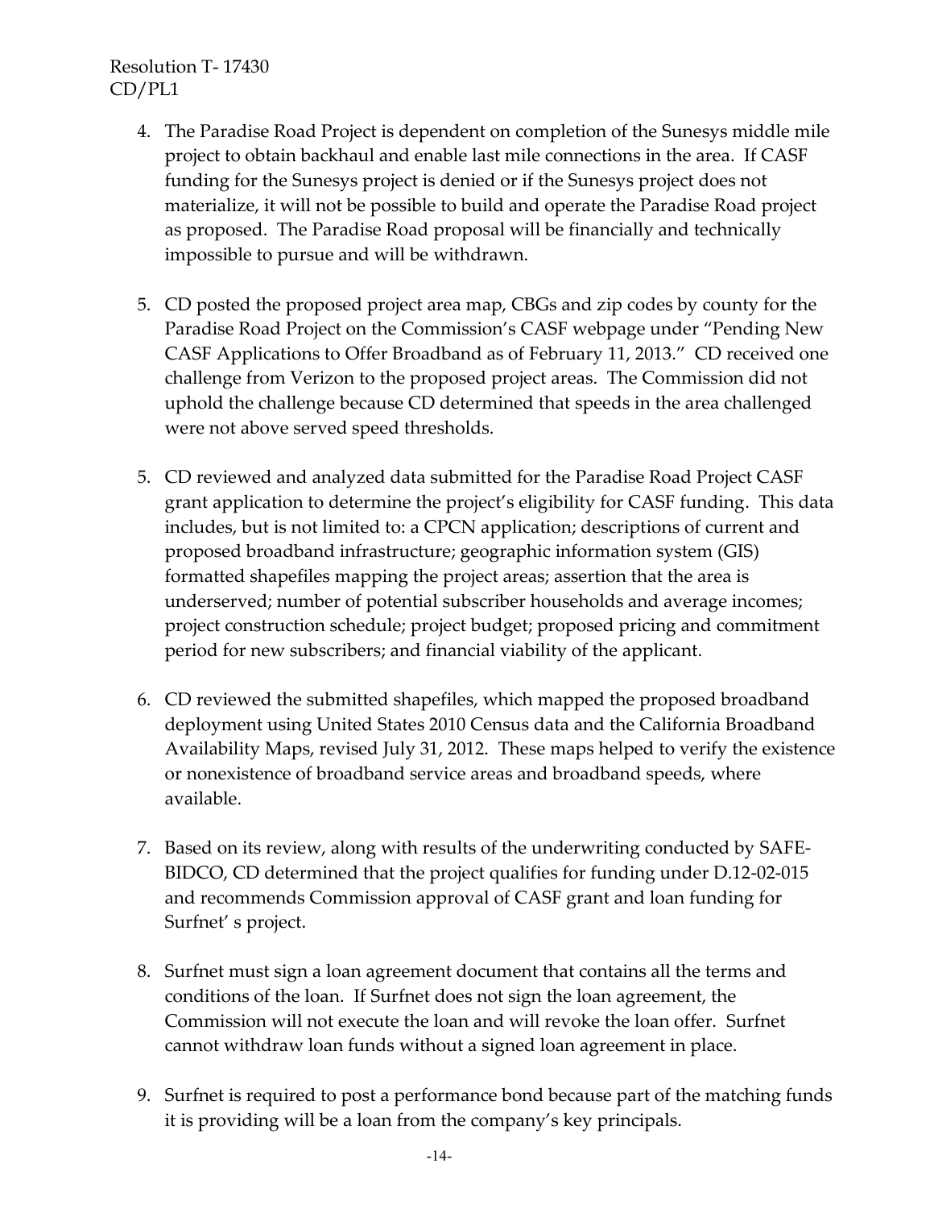4. The Paradise Road Project is dependent on completion of the Sunesys middle mile project to obtain backhaul and enable last mile connections in the area. If CASF funding for the Sunesys project is denied or if the Sunesys project does not materialize, it will not be possible to build and operate the Paradise Road project as proposed. The Paradise Road proposal will be financially and technically impossible to pursue and will be withdrawn.

5. CD posted the proposed project area map, CBGs and zip codes by county for the Paradise Road Project on the Commission's CASF webpage under "Pending New CASF Applications to Offer Broadband as of February 11, 2013." CD received one challenge from Verizon to the proposed project areas. The Commission did not uphold the challenge because CD determined that speeds in the area challenged were not above served speed thresholds.

5. CD reviewed and analyzed data submitted for the Paradise Road Project CASF grant application to determine the project's eligibility for CASF funding. This data includes, but is not limited to: a CPCN application; descriptions of current and proposed broadband infrastructure; geographic information system (GIS) formatted shapefiles mapping the project areas; assertion that the area is underserved; number of potential subscriber households and average incomes; project construction schedule; project budget; proposed pricing and commitment period for new subscribers; and financial viability of the applicant.

6. CD reviewed the submitted shapefiles, which mapped the proposed broadband deployment using United States 2010 Census data and the California Broadband Availability Maps, revised July 31, 2012. These maps helped to verify the existence or nonexistence of broadband service areas and broadband speeds, where available.

7. Based on its review, along with results of the underwriting conducted by SAFE-BIDCO, CD determined that the project qualifies for funding under D.12-02-015 and recommends Commission approval of CASF grant and loan funding for Surfnet' s project.

8. Surfnet must sign a loan agreement document that contains all the terms and conditions of the loan. If Surfnet does not sign the loan agreement, the Commission will not execute the loan and will revoke the loan offer. Surfnet cannot withdraw loan funds without a signed loan agreement in place.

9. Surfnet is required to post a performance bond because part of the matching funds it is providing will be a loan from the company's key principals.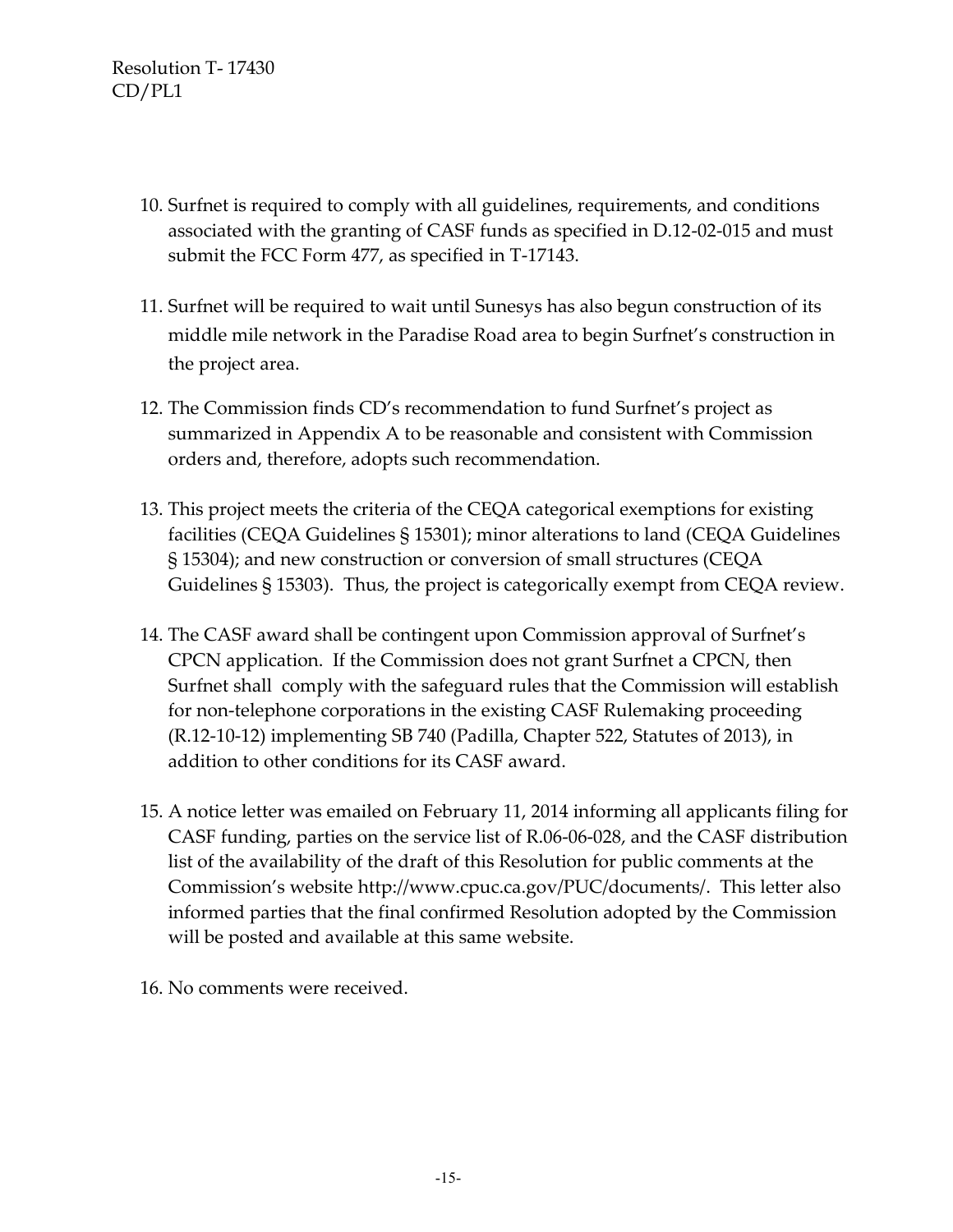10. Surfnet is required to comply with all guidelines, requirements, and conditions associated with the granting of CASF funds as specified in D.12-02-015 and must submit the FCC Form 477, as specified in T-17143.

11. Surfnet will be required to wait until Sunesys has also begun construction of its middle mile network in the Paradise Road area to begin Surfnet's construction in the project area.

12. The Commission finds CD's recommendation to fund Surfnet's project as summarized in Appendix A to be reasonable and consistent with Commission orders and, therefore, adopts such recommendation.

13. This project meets the criteria of the CEQA categorical exemptions for existing facilities (CEQA Guidelines § 15301); minor alterations to land (CEQA Guidelines § 15304); and new construction or conversion of small structures (CEQA Guidelines § 15303). Thus, the project is categorically exempt from CEQA review.

14. The CASF award shall be contingent upon Commission approval of Surfnet's CPCN application. If the Commission does not grant Surfnet a CPCN, then Surfnet shall comply with the safeguard rules that the Commission will establish for non-telephone corporations in the existing CASF Rulemaking proceeding (R.12-10-12) implementing SB 740 (Padilla, Chapter 522, Statutes of 2013), in addition to other conditions for its CASF award.

15. A notice letter was emailed on February 11, 2014 informing all applicants filing for CASF funding, parties on the service list of R.06-06-028, and the CASF distribution list of the availability of the draft of this Resolution for public comments at the Commission's website http://www.cpuc.ca.gov/PUC/documents/. This letter also informed parties that the final confirmed Resolution adopted by the Commission will be posted and available at this same website.

16. No comments were received.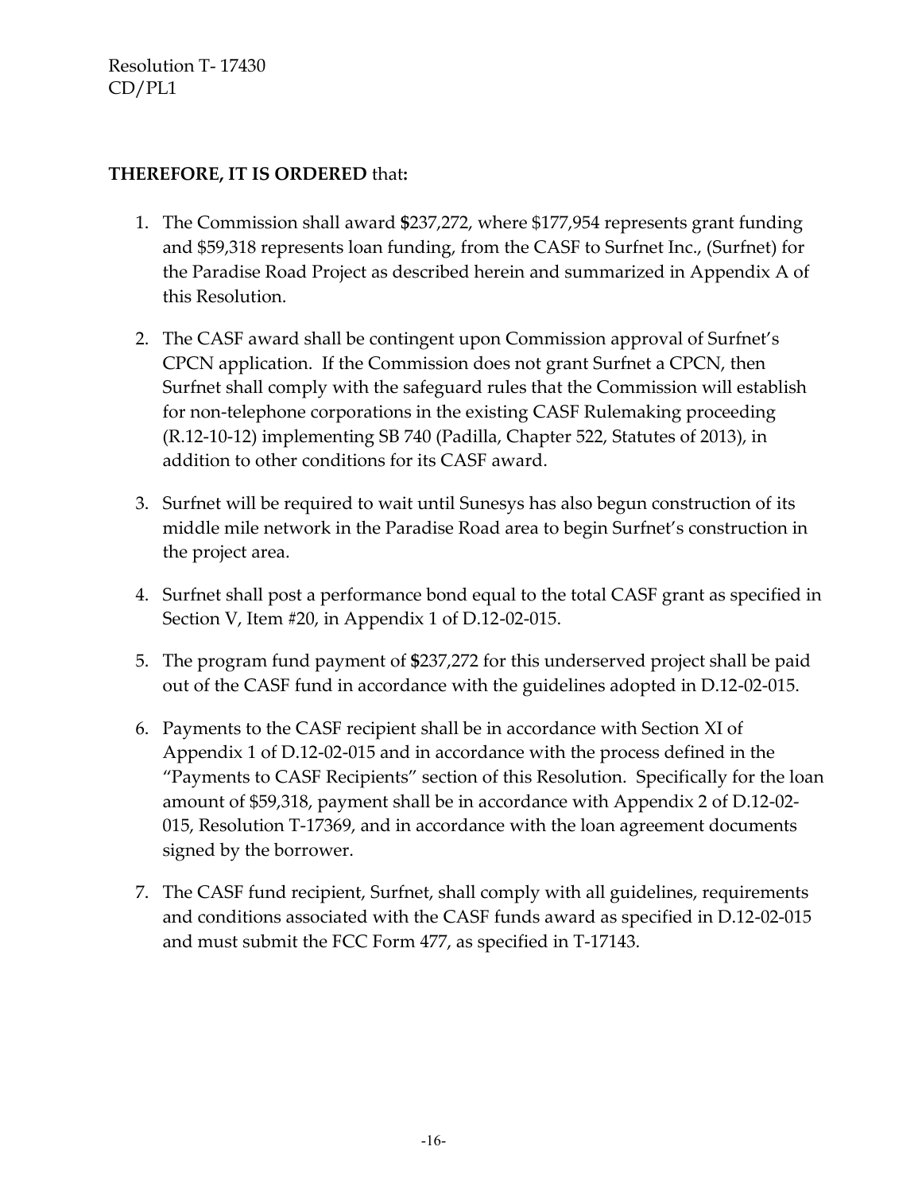**THEREFORE, IT IS ORDERED** that**:**

1. The Commission shall award **$**237,272, where $177,954 represents grant funding and $59,318 represents loan funding, from the CASF to Surfnet Inc., (Surfnet) for the Paradise Road Project as described herein and summarized in Appendix A of this Resolution.

2. The CASF award shall be contingent upon Commission approval of Surfnet's CPCN application. If the Commission does not grant Surfnet a CPCN, then Surfnet shall comply with the safeguard rules that the Commission will establish for non-telephone corporations in the existing CASF Rulemaking proceeding (R.12-10-12) implementing SB 740 (Padilla, Chapter 522, Statutes of 2013), in addition to other conditions for its CASF award.

3. Surfnet will be required to wait until Sunesys has also begun construction of its middle mile network in the Paradise Road area to begin Surfnet's construction in the project area.

4. Surfnet shall post a performance bond equal to the total CASF grant as specified in Section V, Item #20, in Appendix 1 of D.12-02-015.

5. The program fund payment of **$**237,272 for this underserved project shall be paid out of the CASF fund in accordance with the guidelines adopted in D.12-02-015.

6. Payments to the CASF recipient shall be in accordance with Section XI of Appendix 1 of D.12-02-015 and in accordance with the process defined in the "Payments to CASF Recipients" section of this Resolution. Specifically for the loan amount of $59,318, payment shall be in accordance with Appendix 2 of D.12-02-015, Resolution T-17369, and in accordance with the loan agreement documents signed by the borrower.

7. The CASF fund recipient, Surfnet, shall comply with all guidelines, requirements and conditions associated with the CASF funds award as specified in D.12-02-015 and must submit the FCC Form 477, as specified in T-17143.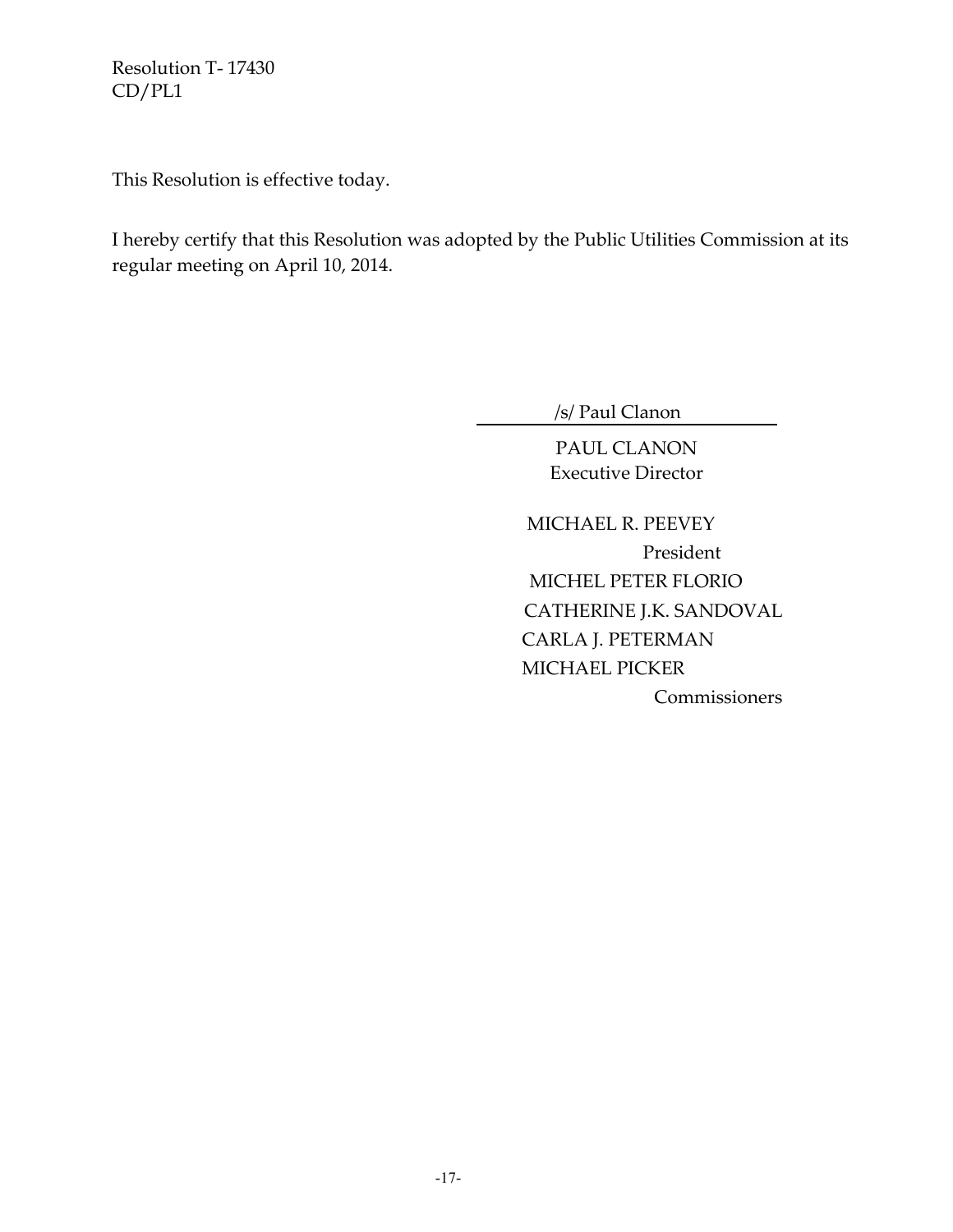This Resolution is effective today.

I hereby certify that this Resolution was adopted by the Public Utilities Commission at its regular meeting on April 10, 2014.

/s/ Paul Clanon

PAUL CLANON
Executive Director

MICHAEL R. PEEVEY
President
MICHEL PETER FLORIO
CATHERINE J.K. SANDOVAL
CARLA J. PETERMAN
MICHAEL PICKER
Commissioners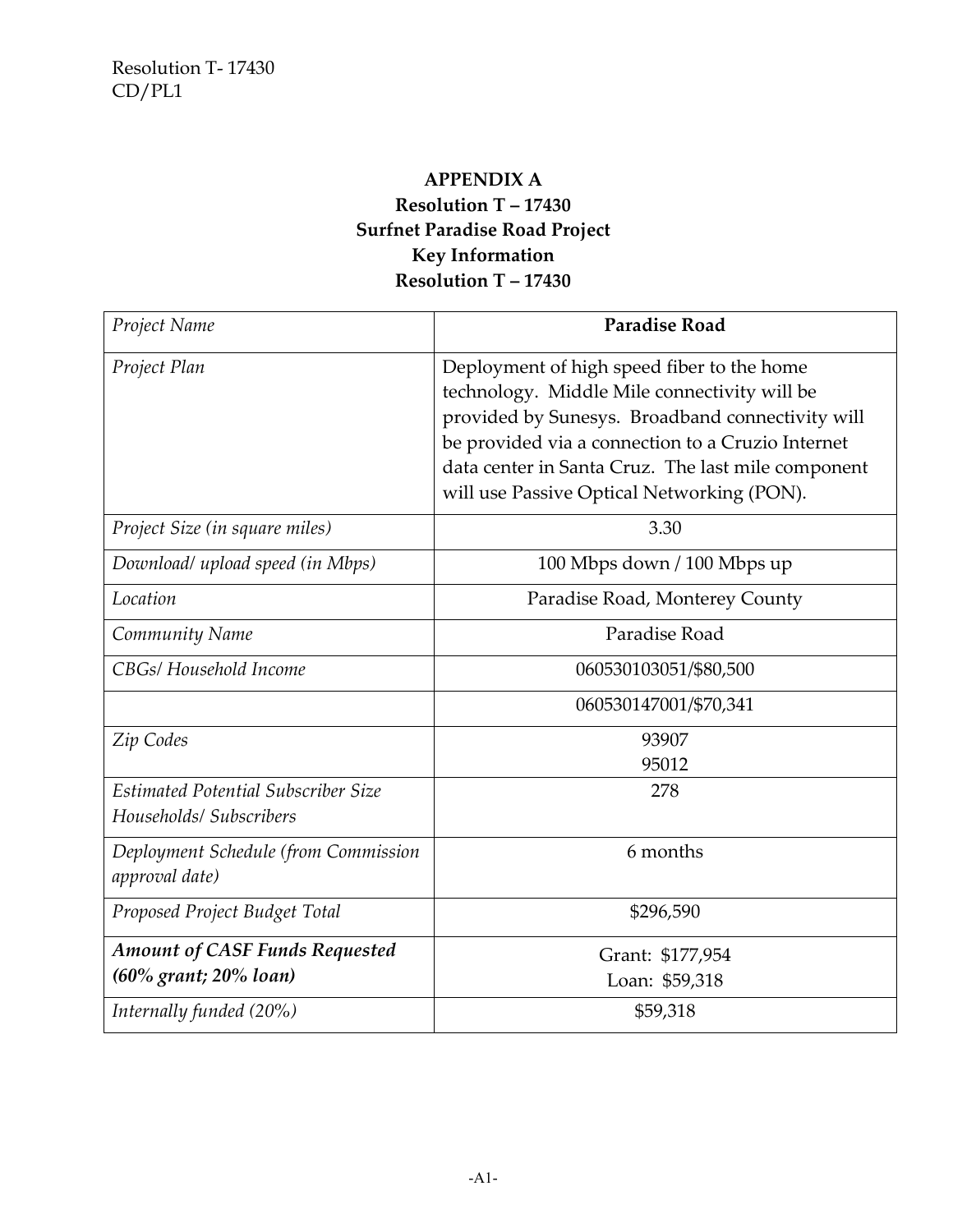## APPENDIX A
## Resolution T – 17430
## Surfnet Paradise Road Project
## Key Information
## Resolution T – 17430

| *Project Name* | **Paradise Road** |
|---|---|
| *Project Plan* | Deployment of high speed fiber to the home technology. Middle Mile connectivity will be provided by Sunesys. Broadband connectivity will be provided via a connection to a Cruzio Internet data center in Santa Cruz. The last mile component will use Passive Optical Networking (PON). |
| *Project Size (in square miles)* | 3.30 |
| *Download/ upload speed (in Mbps)* | 100 Mbps down / 100 Mbps up |
| *Location* | Paradise Road, Monterey County |
| *Community Name* | Paradise Road |
| *CBGs/ Household Income* | 060530103051/$80,500 |
| | 060530147001/$70,341 |
| *Zip Codes* | 93907<br>95012 |
| *Estimated Potential Subscriber Size Households/ Subscribers* | 278 |
| *Deployment Schedule (from Commission approval date)* | 6 months |
| *Proposed Project Budget Total* | $296,590 |
| ***Amount of CASF Funds Requested (60% grant; 20% loan)*** | Grant: $177,954<br>Loan: $59,318 |
| *Internally funded (20%)* | $59,318 |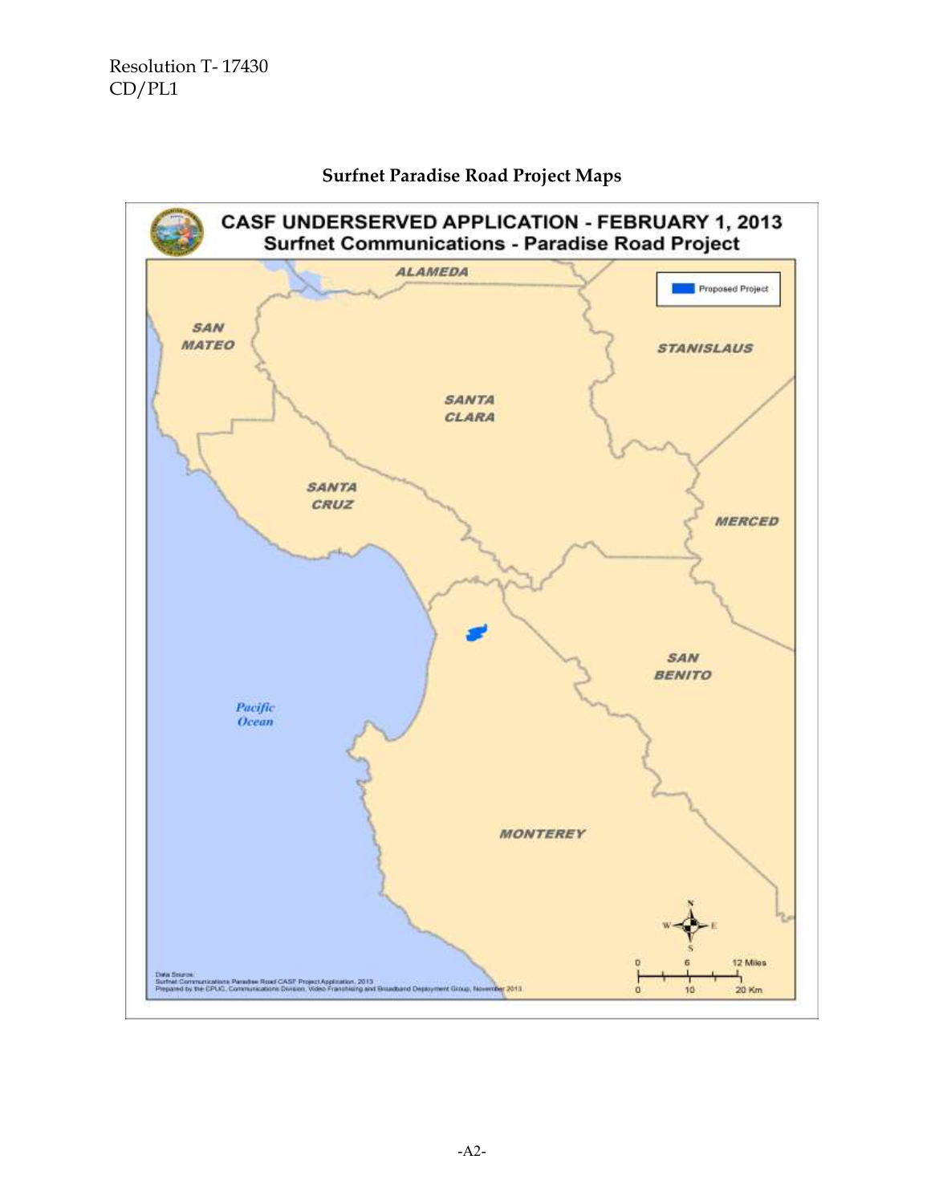## Surfnet Paradise Road Project Maps

**CASF UNDERSERVED APPLICATION - FEBRUARY 1, 2013**
**Surfnet Communications - Paradise Road Project**

Proposed Project

ALAMEDA

SAN MATEO

STANISLAUS

SANTA CLARA

SANTA CRUZ

MERCED

SAN BENITO

Pacific Ocean

MONTEREY

0 6 12 Miles

0 10 20 Km

Data Source:
Surfnet Communications Paradise Road CASF Project Application, 2013
Prepared by the CPUC, Communications Division, Video Franchising and Broadband Deployment Group, November 2013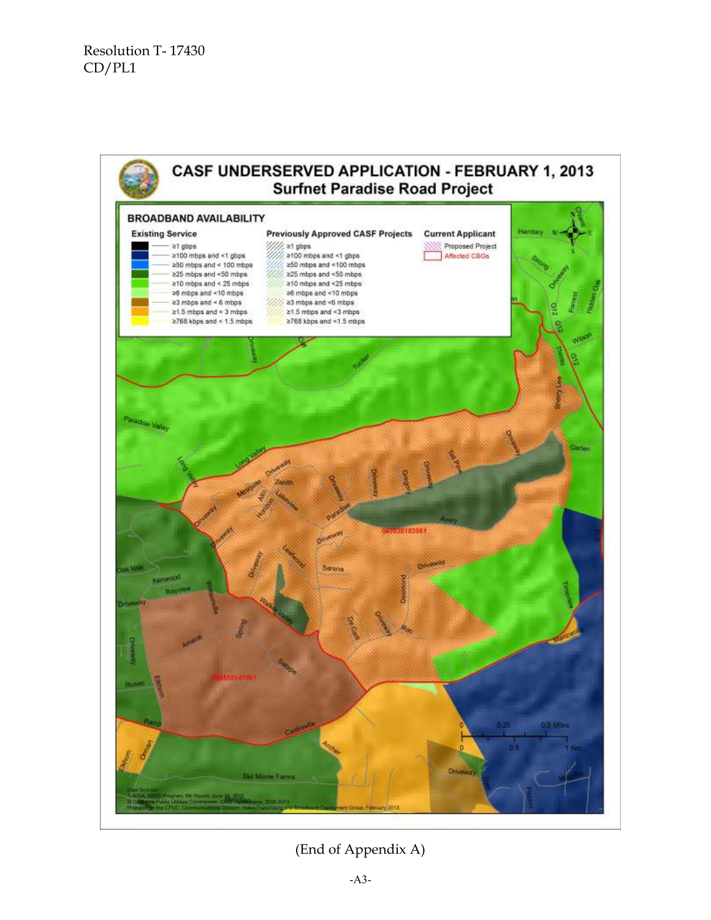Resolution T- 17430
CD/PL1

CASF UNDERSERVED APPLICATION - FEBRUARY 1, 2013
Surfnet Paradise Road Project

BROADBAND AVAILABILITY

Existing Service
≥1 gbps
≥100 mbps and <1 gbps
≥50 mbps and < 100 mbps
≥25 mbps and <50 mbps
≥10 mbps and < 25 mbps
≥6 mbps and <10 mbps
≥3 mbps and < 6 mbps
≥1.5 mbps and < 3 mbps
≥768 kbps and < 1.5 mbps

Previously Approved CASF Projects
≥1 gbps
≥100 mbps and <1 gbps
≥50 mbps and <100 mbps
≥25 mbps and <50 mbps
≥10 mbps and <25 mbps
≥6 mbps and <10 mbps
≥3 mbps and <6 mbps
≥1.5 mbps and <3 mbps
≥768 kbps and <1.5 mbps

Current Applicant
Proposed Project
Affected CBGs

060530103081
060530147001

0 0.25 0.5 Miles
0 0.5 1 Km

(End of Appendix A)